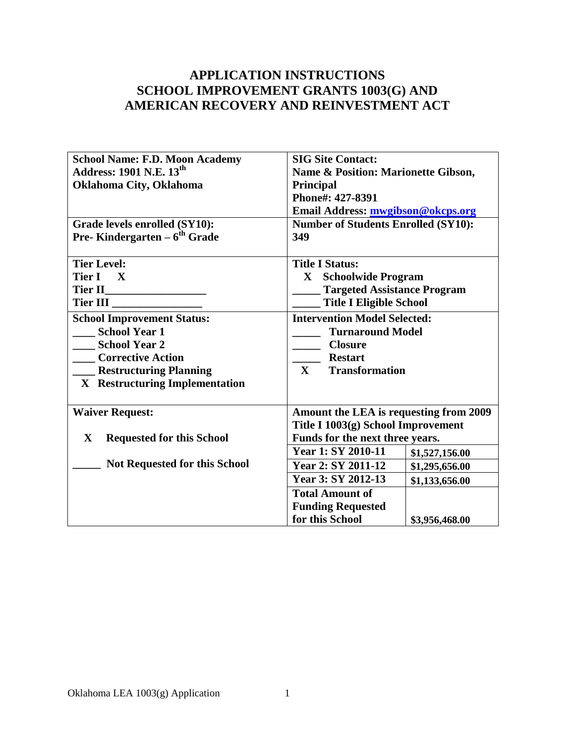# APPLICATION INSTRUCTIONS
# SCHOOL IMPROVEMENT GRANTS 1003(G) AND AMERICAN RECOVERY AND REINVESTMENT ACT

| | | |
|---|---|---|
| **School Name: F.D. Moon Academy**<br>**Address: 1901 N.E. 13th**<br>**Oklahoma City, Oklahoma** | **SIG Site Contact:**<br>**Name & Position: Marionette Gibson, Principal**<br>**Phone#: 427-8391**<br>**Email Address: mwgibson@okcps.org** | |
| **Grade levels enrolled (SY10):**<br>**Pre- Kindergarten – 6th Grade** | **Number of Students Enrolled (SY10):**<br>**349** | |
| **Tier Level:**<br>**Tier I X**<br>**Tier II__________________**<br>**Tier III ________________** | **Title I Status:**<br>**X Schoolwide Program**<br>**_____ Targeted Assistance Program**<br>**_____ Title I Eligible School** | |
| **School Improvement Status:**<br>**____ School Year 1**<br>**____ School Year 2**<br>**____ Corrective Action**<br>**____ Restructuring Planning**<br>**X Restructuring Implementation** | **Intervention Model Selected:**<br>**_____ Turnaround Model**<br>**_____ Closure**<br>**_____ Restart**<br>**X Transformation** | |
| **Waiver Request:**<br><br>**X Requested for this School**<br><br>**_____ Not Requested for this School** | **Amount the LEA is requesting from 2009 Title I 1003(g) School Improvement Funds for the next three years.** | |
| | **Year 1: SY 2010-11** | **$1,527,156.00** |
| | **Year 2: SY 2011-12** | **$1,295,656.00** |
| | **Year 3: SY 2012-13** | **$1,133,656.00** |
| | **Total Amount of Funding Requested for this School** | **$3,956,468.00** |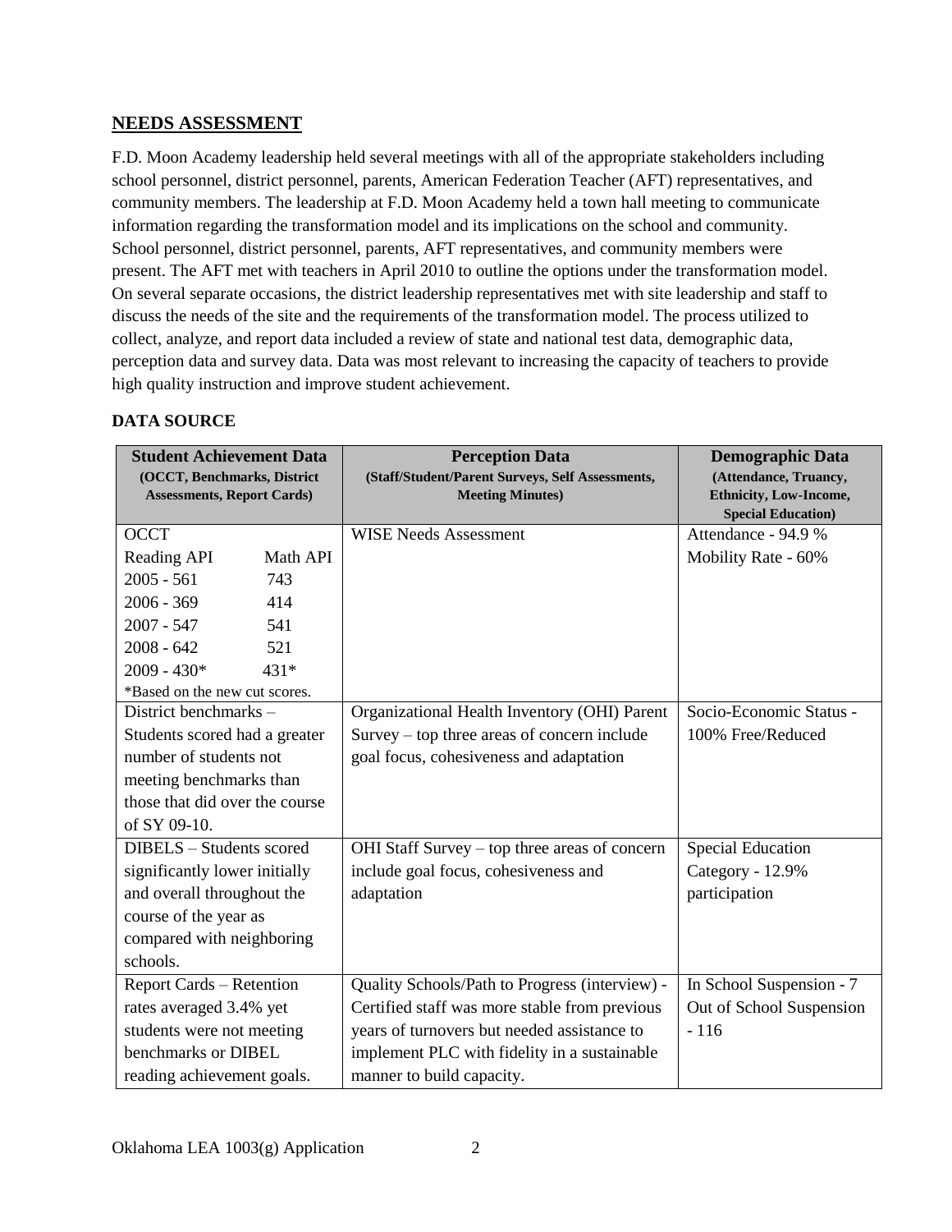## NEEDS ASSESSMENT

F.D. Moon Academy leadership held several meetings with all of the appropriate stakeholders including school personnel, district personnel, parents, American Federation Teacher (AFT) representatives, and community members. The leadership at F.D. Moon Academy held a town hall meeting to communicate information regarding the transformation model and its implications on the school and community. School personnel, district personnel, parents, AFT representatives, and community members were present. The AFT met with teachers in April 2010 to outline the options under the transformation model. On several separate occasions, the district leadership representatives met with site leadership and staff to discuss the needs of the site and the requirements of the transformation model. The process utilized to collect, analyze, and report data included a review of state and national test data, demographic data, perception data and survey data. Data was most relevant to increasing the capacity of teachers to provide high quality instruction and improve student achievement.

### DATA SOURCE

| **Student Achievement Data** (OCCT, Benchmarks, District Assessments, Report Cards) | **Perception Data** (Staff/Student/Parent Surveys, Self Assessments, Meeting Minutes) | **Demographic Data** (Attendance, Truancy, Ethnicity, Low-Income, Special Education) |
|---|---|---|
| OCCT<br>Reading API Math API<br>2005 - 561 743<br>2006 - 369 414<br>2007 - 547 541<br>2008 - 642 521<br>2009 - 430* 431*<br>*Based on the new cut scores. | WISE Needs Assessment | Attendance - 94.9 %<br>Mobility Rate - 60% |
| District benchmarks – Students scored had a greater number of students not meeting benchmarks than those that did over the course of SY 09-10. | Organizational Health Inventory (OHI) Parent Survey – top three areas of concern include goal focus, cohesiveness and adaptation | Socio-Economic Status - 100% Free/Reduced |
| DIBELS – Students scored significantly lower initially and overall throughout the course of the year as compared with neighboring schools. | OHI Staff Survey – top three areas of concern include goal focus, cohesiveness and adaptation | Special Education Category - 12.9% participation |
| Report Cards – Retention rates averaged 3.4% yet students were not meeting benchmarks or DIBEL reading achievement goals. | Quality Schools/Path to Progress (interview) - Certified staff was more stable from previous years of turnovers but needed assistance to implement PLC with fidelity in a sustainable manner to build capacity. | In School Suspension - 7<br>Out of School Suspension - 116 |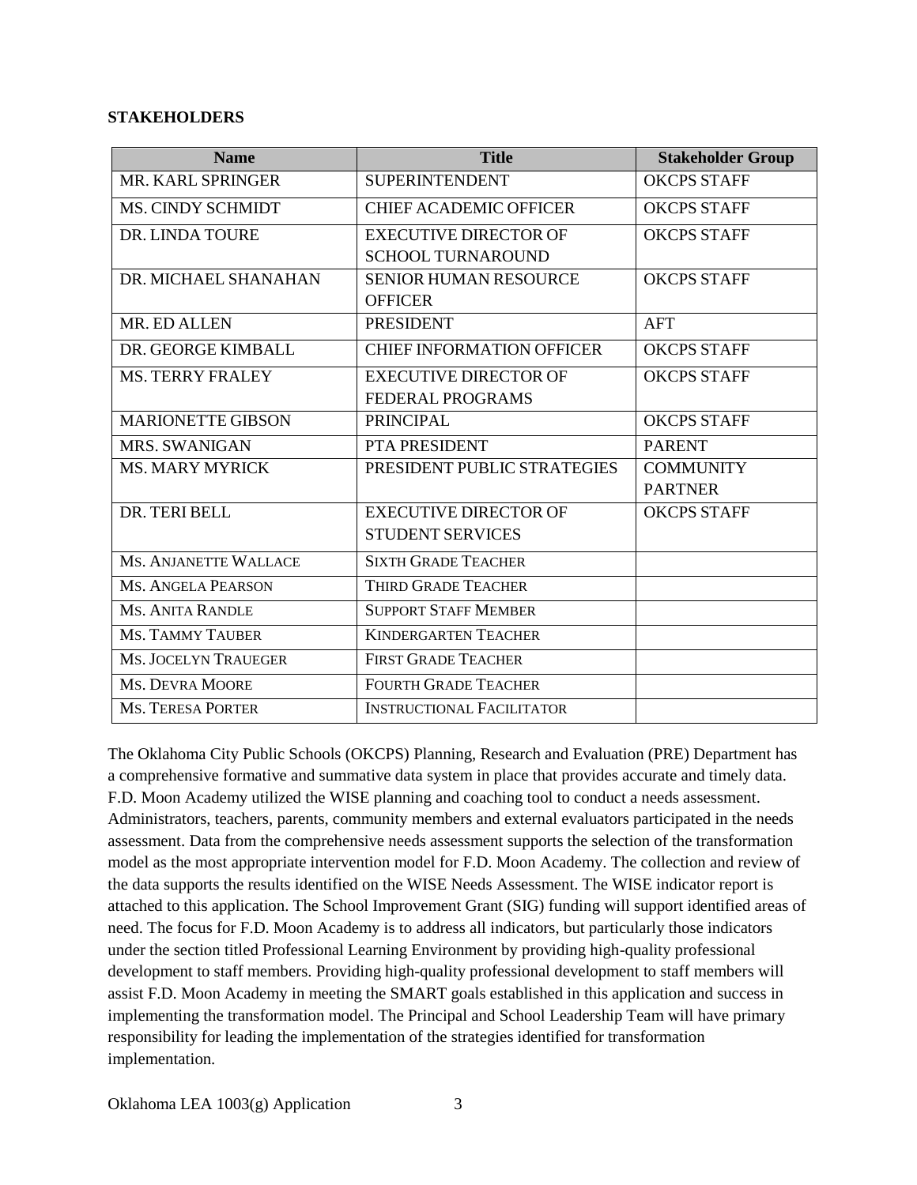**STAKEHOLDERS**

| Name | Title | Stakeholder Group |
|---|---|---|
| MR. KARL SPRINGER | SUPERINTENDENT | OKCPS STAFF |
| MS. CINDY SCHMIDT | CHIEF ACADEMIC OFFICER | OKCPS STAFF |
| DR. LINDA TOURE | EXECUTIVE DIRECTOR OF SCHOOL TURNAROUND | OKCPS STAFF |
| DR. MICHAEL SHANAHAN | SENIOR HUMAN RESOURCE OFFICER | OKCPS STAFF |
| MR. ED ALLEN | PRESIDENT | AFT |
| DR. GEORGE KIMBALL | CHIEF INFORMATION OFFICER | OKCPS STAFF |
| MS. TERRY FRALEY | EXECUTIVE DIRECTOR OF FEDERAL PROGRAMS | OKCPS STAFF |
| MARIONETTE GIBSON | PRINCIPAL | OKCPS STAFF |
| MRS. SWANIGAN | PTA PRESIDENT | PARENT |
| MS. MARY MYRICK | PRESIDENT PUBLIC STRATEGIES | COMMUNITY PARTNER |
| DR. TERI BELL | EXECUTIVE DIRECTOR OF STUDENT SERVICES | OKCPS STAFF |
| MS. ANJANETTE WALLACE | SIXTH GRADE TEACHER | |
| MS. ANGELA PEARSON | THIRD GRADE TEACHER | |
| MS. ANITA RANDLE | SUPPORT STAFF MEMBER | |
| MS. TAMMY TAUBER | KINDERGARTEN TEACHER | |
| MS. JOCELYN TRAUEGER | FIRST GRADE TEACHER | |
| MS. DEVRA MOORE | FOURTH GRADE TEACHER | |
| MS. TERESA PORTER | INSTRUCTIONAL FACILITATOR | |

The Oklahoma City Public Schools (OKCPS) Planning, Research and Evaluation (PRE) Department has a comprehensive formative and summative data system in place that provides accurate and timely data. F.D. Moon Academy utilized the WISE planning and coaching tool to conduct a needs assessment. Administrators, teachers, parents, community members and external evaluators participated in the needs assessment. Data from the comprehensive needs assessment supports the selection of the transformation model as the most appropriate intervention model for F.D. Moon Academy. The collection and review of the data supports the results identified on the WISE Needs Assessment. The WISE indicator report is attached to this application. The School Improvement Grant (SIG) funding will support identified areas of need. The focus for F.D. Moon Academy is to address all indicators, but particularly those indicators under the section titled Professional Learning Environment by providing high-quality professional development to staff members. Providing high-quality professional development to staff members will assist F.D. Moon Academy in meeting the SMART goals established in this application and success in implementing the transformation model. The Principal and School Leadership Team will have primary responsibility for leading the implementation of the strategies identified for transformation implementation.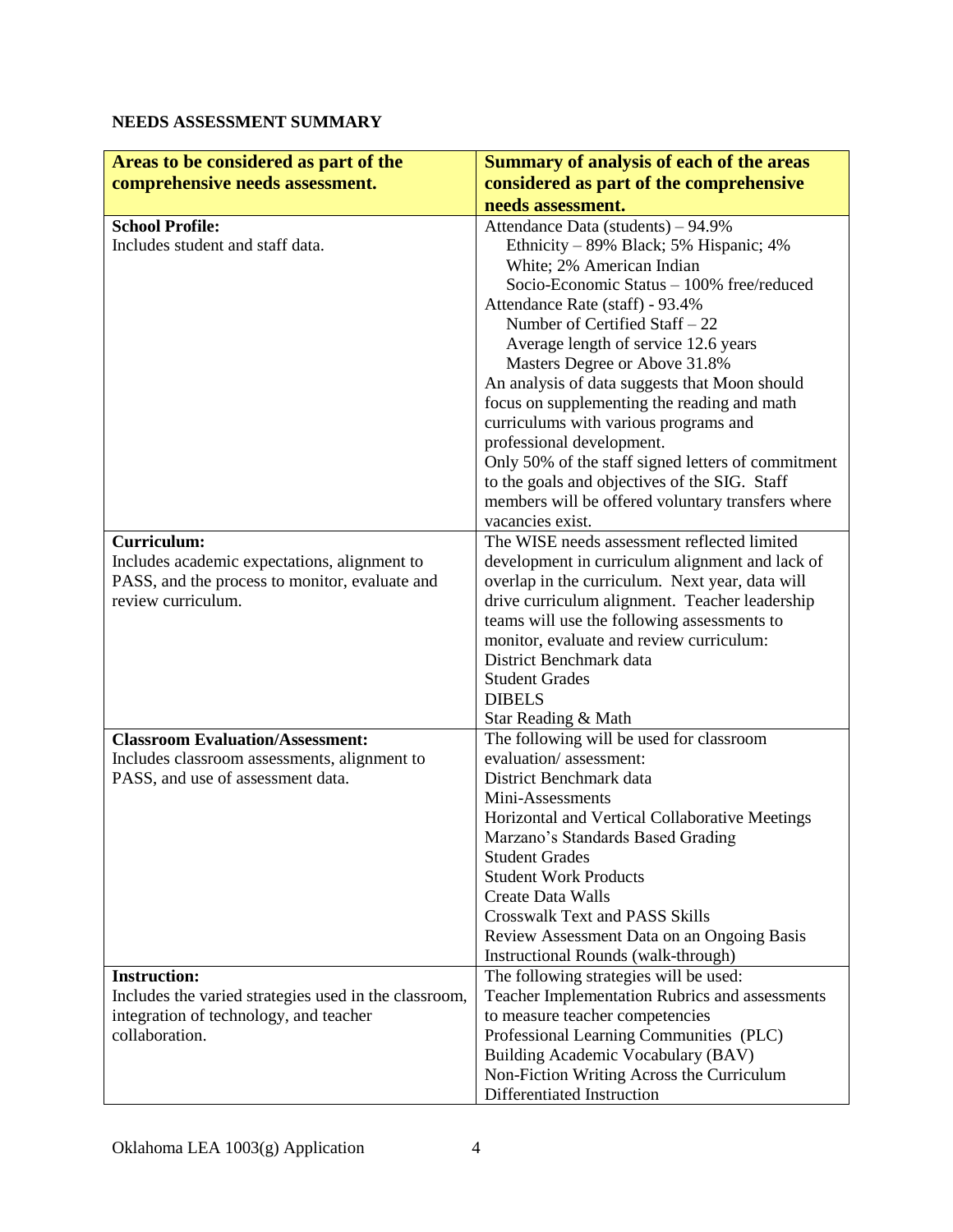**NEEDS ASSESSMENT SUMMARY**

| Areas to be considered as part of the comprehensive needs assessment. | Summary of analysis of each of the areas considered as part of the comprehensive needs assessment. |
|---|---|
| **School Profile:**<br>Includes student and staff data. | Attendance Data (students) – 94.9%<br>Ethnicity – 89% Black; 5% Hispanic; 4% White; 2% American Indian<br>Socio-Economic Status – 100% free/reduced<br>Attendance Rate (staff) - 93.4%<br>Number of Certified Staff – 22<br>Average length of service 12.6 years<br>Masters Degree or Above 31.8%<br>An analysis of data suggests that Moon should focus on supplementing the reading and math curriculums with various programs and professional development.<br>Only 50% of the staff signed letters of commitment to the goals and objectives of the SIG. Staff members will be offered voluntary transfers where vacancies exist. |
| **Curriculum:**<br>Includes academic expectations, alignment to PASS, and the process to monitor, evaluate and review curriculum. | The WISE needs assessment reflected limited development in curriculum alignment and lack of overlap in the curriculum. Next year, data will drive curriculum alignment. Teacher leadership teams will use the following assessments to monitor, evaluate and review curriculum:<br>District Benchmark data<br>Student Grades<br>DIBELS<br>Star Reading & Math |
| **Classroom Evaluation/Assessment:**<br>Includes classroom assessments, alignment to PASS, and use of assessment data. | The following will be used for classroom evaluation/ assessment:<br>District Benchmark data<br>Mini-Assessments<br>Horizontal and Vertical Collaborative Meetings<br>Marzano's Standards Based Grading<br>Student Grades<br>Student Work Products<br>Create Data Walls<br>Crosswalk Text and PASS Skills<br>Review Assessment Data on an Ongoing Basis<br>Instructional Rounds (walk-through) |
| **Instruction:**<br>Includes the varied strategies used in the classroom, integration of technology, and teacher collaboration. | The following strategies will be used:<br>Teacher Implementation Rubrics and assessments to measure teacher competencies<br>Professional Learning Communities (PLC)<br>Building Academic Vocabulary (BAV)<br>Non-Fiction Writing Across the Curriculum<br>Differentiated Instruction |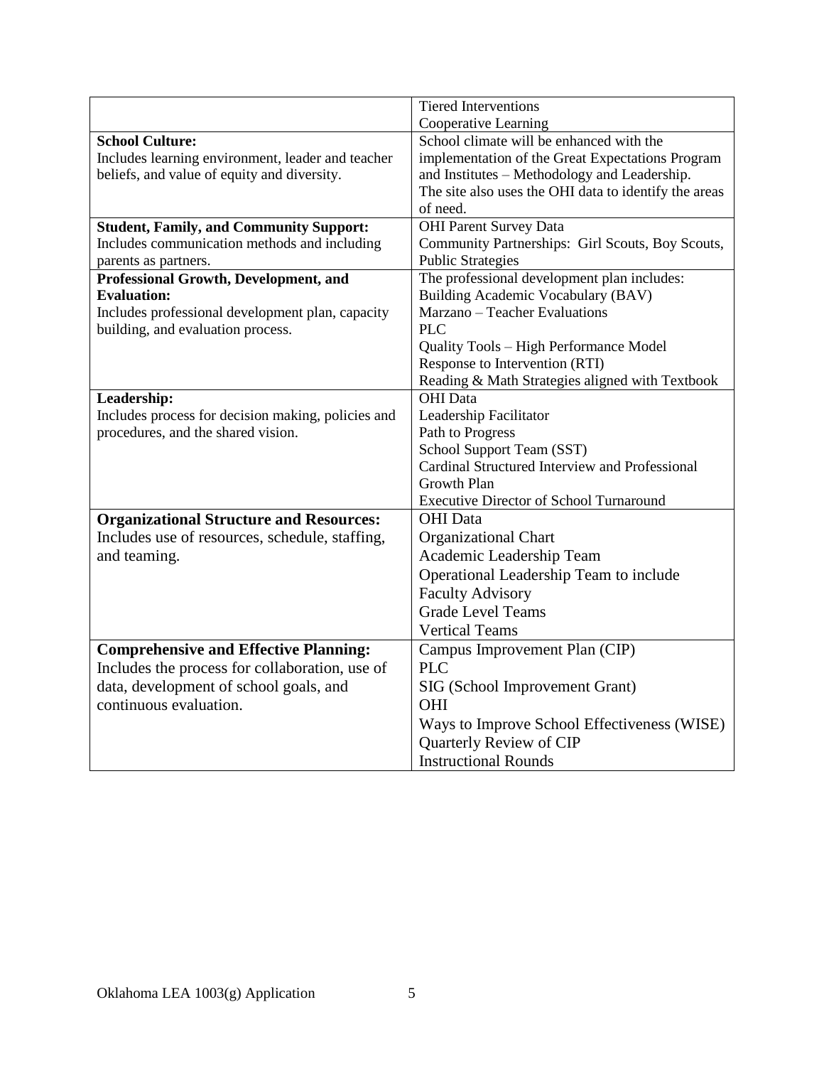| | |
|---|---|
| | Tiered Interventions<br>Cooperative Learning |
| **School Culture:**<br>Includes learning environment, leader and teacher beliefs, and value of equity and diversity. | School climate will be enhanced with the implementation of the Great Expectations Program and Institutes – Methodology and Leadership. The site also uses the OHI data to identify the areas of need. |
| **Student, Family, and Community Support:**<br>Includes communication methods and including parents as partners. | OHI Parent Survey Data<br>Community Partnerships: Girl Scouts, Boy Scouts, Public Strategies |
| **Professional Growth, Development, and Evaluation:**<br>Includes professional development plan, capacity building, and evaluation process. | The professional development plan includes:<br>Building Academic Vocabulary (BAV)<br>Marzano – Teacher Evaluations<br>PLC<br>Quality Tools – High Performance Model<br>Response to Intervention (RTI)<br>Reading & Math Strategies aligned with Textbook |
| **Leadership:**<br>Includes process for decision making, policies and procedures, and the shared vision. | OHI Data<br>Leadership Facilitator<br>Path to Progress<br>School Support Team (SST)<br>Cardinal Structured Interview and Professional Growth Plan<br>Executive Director of School Turnaround |
| **Organizational Structure and Resources:**<br>Includes use of resources, schedule, staffing, and teaming. | OHI Data<br>Organizational Chart<br>Academic Leadership Team<br>Operational Leadership Team to include<br>Faculty Advisory<br>Grade Level Teams<br>Vertical Teams |
| **Comprehensive and Effective Planning:**<br>Includes the process for collaboration, use of data, development of school goals, and continuous evaluation. | Campus Improvement Plan (CIP)<br>PLC<br>SIG (School Improvement Grant)<br>OHI<br>Ways to Improve School Effectiveness (WISE)<br>Quarterly Review of CIP<br>Instructional Rounds |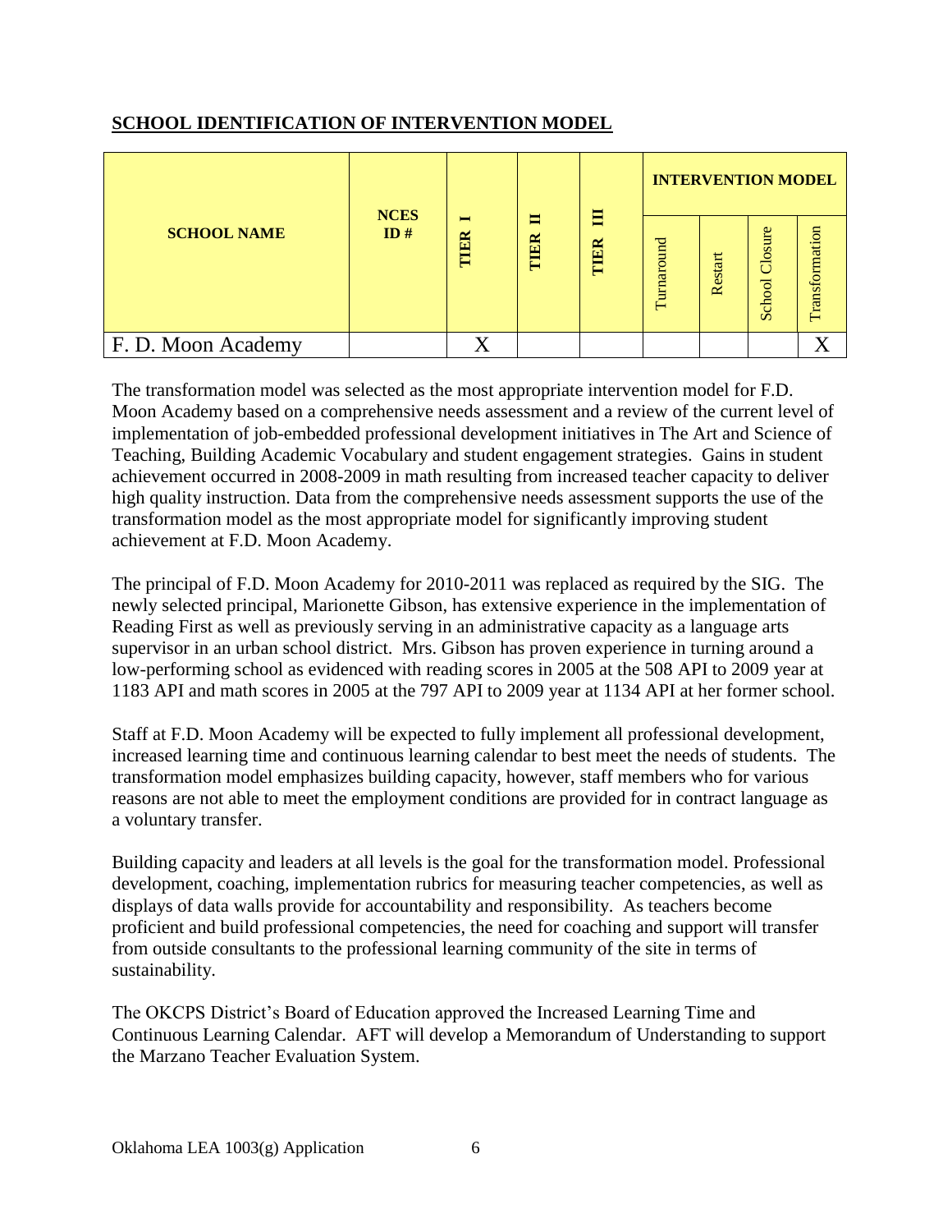## SCHOOL IDENTIFICATION OF INTERVENTION MODEL

| SCHOOL NAME | NCES ID # | TIER I | TIER II | TIER III | INTERVENTION MODEL | | | |
|---|---|---|---|---|---|---|---|---|
| | | | | | Turnaround | Restart | School Closure | Transformation |
| F. D. Moon Academy | | X | | | | | | X |

The transformation model was selected as the most appropriate intervention model for F.D. Moon Academy based on a comprehensive needs assessment and a review of the current level of implementation of job-embedded professional development initiatives in The Art and Science of Teaching, Building Academic Vocabulary and student engagement strategies. Gains in student achievement occurred in 2008-2009 in math resulting from increased teacher capacity to deliver high quality instruction. Data from the comprehensive needs assessment supports the use of the transformation model as the most appropriate model for significantly improving student achievement at F.D. Moon Academy.

The principal of F.D. Moon Academy for 2010-2011 was replaced as required by the SIG. The newly selected principal, Marionette Gibson, has extensive experience in the implementation of Reading First as well as previously serving in an administrative capacity as a language arts supervisor in an urban school district. Mrs. Gibson has proven experience in turning around a low-performing school as evidenced with reading scores in 2005 at the 508 API to 2009 year at 1183 API and math scores in 2005 at the 797 API to 2009 year at 1134 API at her former school.

Staff at F.D. Moon Academy will be expected to fully implement all professional development, increased learning time and continuous learning calendar to best meet the needs of students. The transformation model emphasizes building capacity, however, staff members who for various reasons are not able to meet the employment conditions are provided for in contract language as a voluntary transfer.

Building capacity and leaders at all levels is the goal for the transformation model. Professional development, coaching, implementation rubrics for measuring teacher competencies, as well as displays of data walls provide for accountability and responsibility. As teachers become proficient and build professional competencies, the need for coaching and support will transfer from outside consultants to the professional learning community of the site in terms of sustainability.

The OKCPS District's Board of Education approved the Increased Learning Time and Continuous Learning Calendar. AFT will develop a Memorandum of Understanding to support the Marzano Teacher Evaluation System.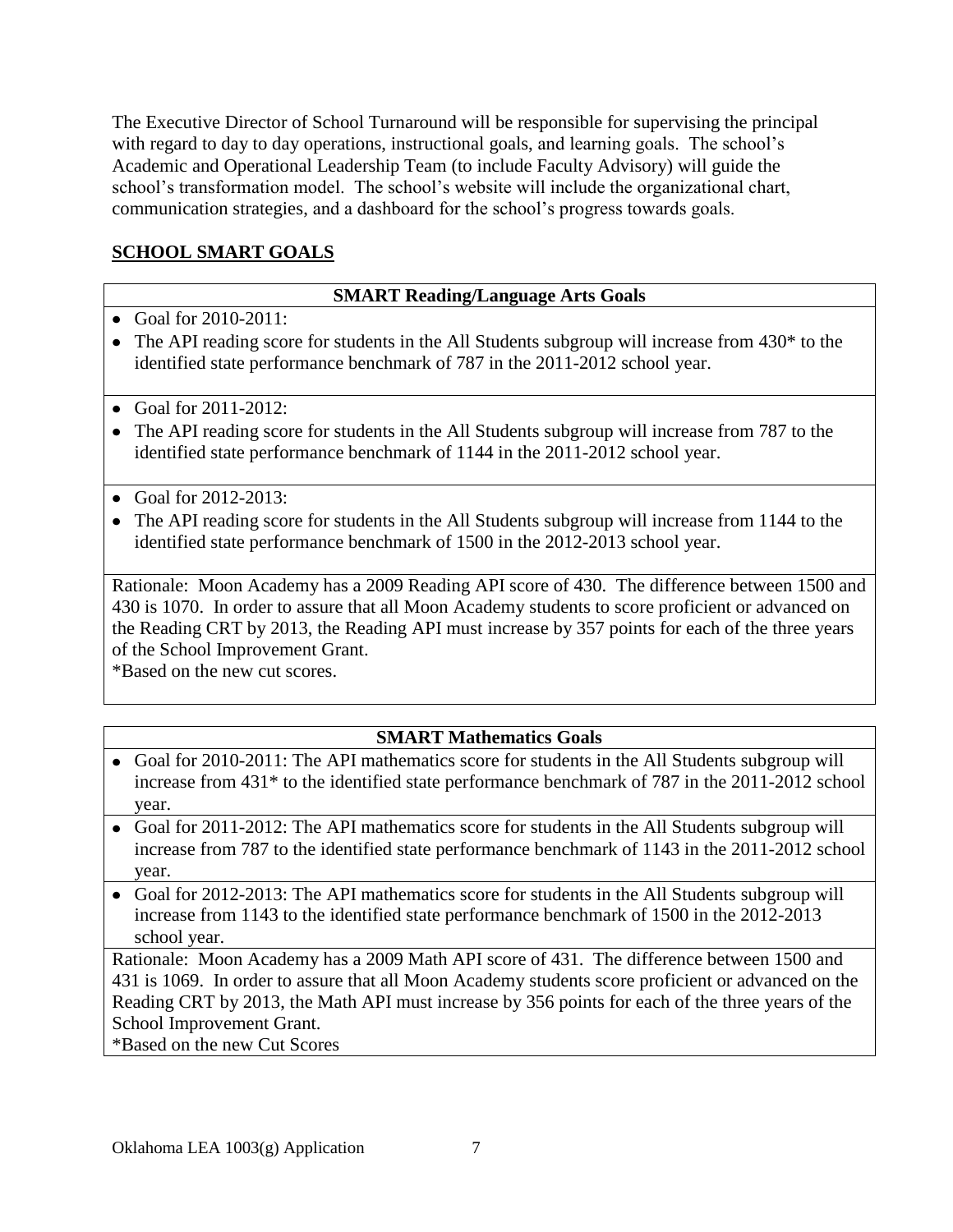The Executive Director of School Turnaround will be responsible for supervising the principal with regard to day to day operations, instructional goals, and learning goals. The school's Academic and Operational Leadership Team (to include Faculty Advisory) will guide the school's transformation model. The school's website will include the organizational chart, communication strategies, and a dashboard for the school's progress towards goals.

## SCHOOL SMART GOALS

| SMART Reading/Language Arts Goals |
|---|
| • Goal for 2010-2011:<br>• The API reading score for students in the All Students subgroup will increase from 430* to the identified state performance benchmark of 787 in the 2011-2012 school year. |
| • Goal for 2011-2012:<br>• The API reading score for students in the All Students subgroup will increase from 787 to the identified state performance benchmark of 1144 in the 2011-2012 school year. |
| • Goal for 2012-2013:<br>• The API reading score for students in the All Students subgroup will increase from 1144 to the identified state performance benchmark of 1500 in the 2012-2013 school year. |
| Rationale: Moon Academy has a 2009 Reading API score of 430. The difference between 1500 and 430 is 1070. In order to assure that all Moon Academy students to score proficient or advanced on the Reading CRT by 2013, the Reading API must increase by 357 points for each of the three years of the School Improvement Grant.<br>*Based on the new cut scores. |

| SMART Mathematics Goals |
|---|
| • Goal for 2010-2011: The API mathematics score for students in the All Students subgroup will increase from 431* to the identified state performance benchmark of 787 in the 2011-2012 school year. |
| • Goal for 2011-2012: The API mathematics score for students in the All Students subgroup will increase from 787 to the identified state performance benchmark of 1143 in the 2011-2012 school year. |
| • Goal for 2012-2013: The API mathematics score for students in the All Students subgroup will increase from 1143 to the identified state performance benchmark of 1500 in the 2012-2013 school year. |
| Rationale: Moon Academy has a 2009 Math API score of 431. The difference between 1500 and 431 is 1069. In order to assure that all Moon Academy students score proficient or advanced on the Reading CRT by 2013, the Math API must increase by 356 points for each of the three years of the School Improvement Grant.<br>*Based on the new Cut Scores |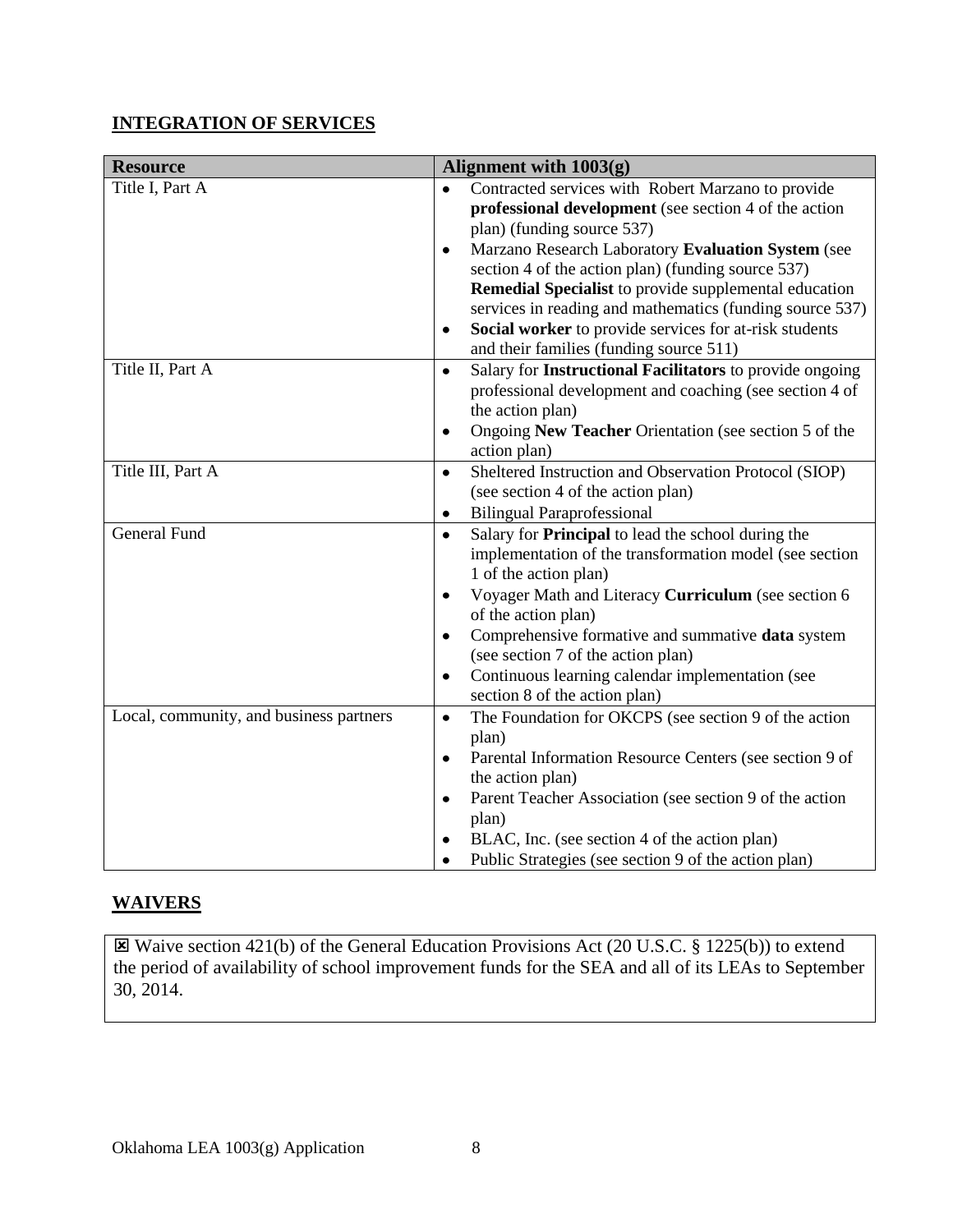## INTEGRATION OF SERVICES

| Resource | Alignment with 1003(g) |
|---|---|
| Title I, Part A | • Contracted services with Robert Marzano to provide **professional development** (see section 4 of the action plan) (funding source 537)<br>• Marzano Research Laboratory **Evaluation System** (see section 4 of the action plan) (funding source 537) **Remedial Specialist** to provide supplemental education services in reading and mathematics (funding source 537)<br>• **Social worker** to provide services for at-risk students and their families (funding source 511) |
| Title II, Part A | • Salary for **Instructional Facilitators** to provide ongoing professional development and coaching (see section 4 of the action plan)<br>• Ongoing **New Teacher** Orientation (see section 5 of the action plan) |
| Title III, Part A | • Sheltered Instruction and Observation Protocol (SIOP) (see section 4 of the action plan)<br>• Bilingual Paraprofessional |
| General Fund | • Salary for **Principal** to lead the school during the implementation of the transformation model (see section 1 of the action plan)<br>• Voyager Math and Literacy **Curriculum** (see section 6 of the action plan)<br>• Comprehensive formative and summative **data** system (see section 7 of the action plan)<br>• Continuous learning calendar implementation (see section 8 of the action plan) |
| Local, community, and business partners | • The Foundation for OKCPS (see section 9 of the action plan)<br>• Parental Information Resource Centers (see section 9 of the action plan)<br>• Parent Teacher Association (see section 9 of the action plan)<br>• BLAC, Inc. (see section 4 of the action plan)<br>• Public Strategies (see section 9 of the action plan) |

## WAIVERS

☒ Waive section 421(b) of the General Education Provisions Act (20 U.S.C. § 1225(b)) to extend the period of availability of school improvement funds for the SEA and all of its LEAs to September 30, 2014.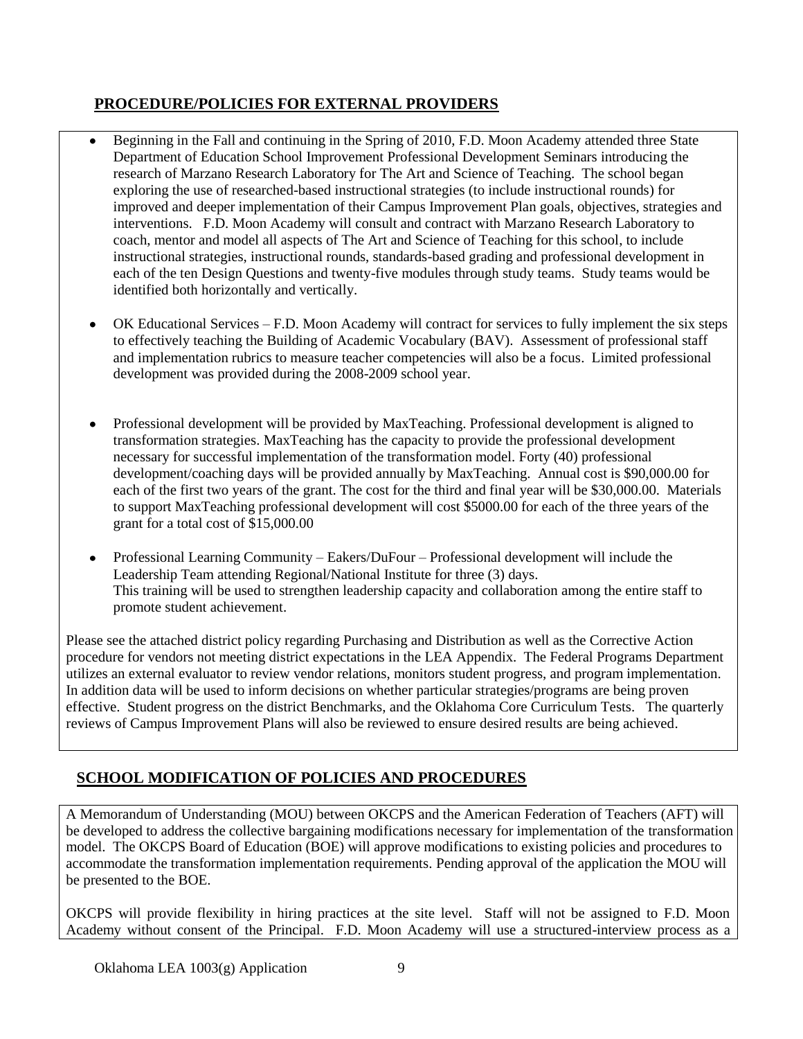## PROCEDURE/POLICIES FOR EXTERNAL PROVIDERS

- Beginning in the Fall and continuing in the Spring of 2010, F.D. Moon Academy attended three State Department of Education School Improvement Professional Development Seminars introducing the research of Marzano Research Laboratory for The Art and Science of Teaching. The school began exploring the use of researched-based instructional strategies (to include instructional rounds) for improved and deeper implementation of their Campus Improvement Plan goals, objectives, strategies and interventions. F.D. Moon Academy will consult and contract with Marzano Research Laboratory to coach, mentor and model all aspects of The Art and Science of Teaching for this school, to include instructional strategies, instructional rounds, standards-based grading and professional development in each of the ten Design Questions and twenty-five modules through study teams. Study teams would be identified both horizontally and vertically.

- OK Educational Services – F.D. Moon Academy will contract for services to fully implement the six steps to effectively teaching the Building of Academic Vocabulary (BAV). Assessment of professional staff and implementation rubrics to measure teacher competencies will also be a focus. Limited professional development was provided during the 2008-2009 school year.

- Professional development will be provided by MaxTeaching. Professional development is aligned to transformation strategies. MaxTeaching has the capacity to provide the professional development necessary for successful implementation of the transformation model. Forty (40) professional development/coaching days will be provided annually by MaxTeaching. Annual cost is $90,000.00 for each of the first two years of the grant. The cost for the third and final year will be $30,000.00. Materials to support MaxTeaching professional development will cost $5000.00 for each of the three years of the grant for a total cost of $15,000.00

- Professional Learning Community – Eakers/DuFour – Professional development will include the Leadership Team attending Regional/National Institute for three (3) days.
  This training will be used to strengthen leadership capacity and collaboration among the entire staff to promote student achievement.

Please see the attached district policy regarding Purchasing and Distribution as well as the Corrective Action procedure for vendors not meeting district expectations in the LEA Appendix. The Federal Programs Department utilizes an external evaluator to review vendor relations, monitors student progress, and program implementation. In addition data will be used to inform decisions on whether particular strategies/programs are being proven effective. Student progress on the district Benchmarks, and the Oklahoma Core Curriculum Tests. The quarterly reviews of Campus Improvement Plans will also be reviewed to ensure desired results are being achieved.

## SCHOOL MODIFICATION OF POLICIES AND PROCEDURES

A Memorandum of Understanding (MOU) between OKCPS and the American Federation of Teachers (AFT) will be developed to address the collective bargaining modifications necessary for implementation of the transformation model. The OKCPS Board of Education (BOE) will approve modifications to existing policies and procedures to accommodate the transformation implementation requirements. Pending approval of the application the MOU will be presented to the BOE.

OKCPS will provide flexibility in hiring practices at the site level. Staff will not be assigned to F.D. Moon Academy without consent of the Principal. F.D. Moon Academy will use a structured-interview process as a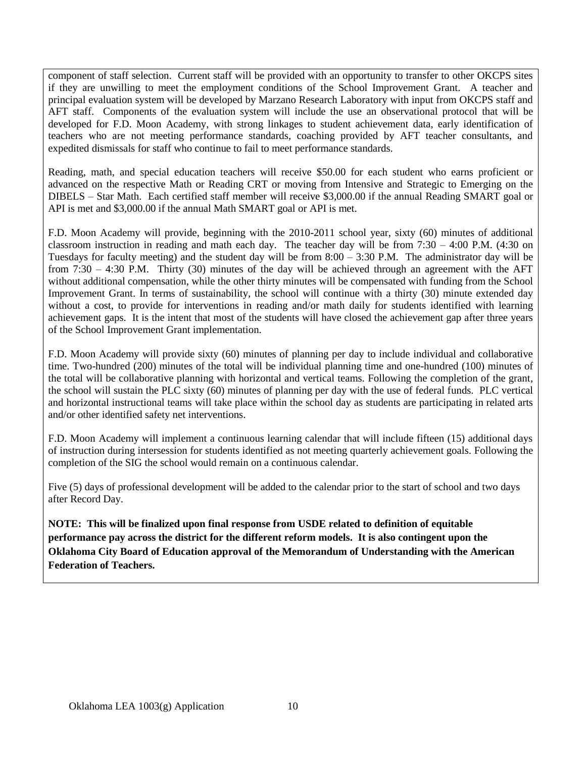component of staff selection. Current staff will be provided with an opportunity to transfer to other OKCPS sites if they are unwilling to meet the employment conditions of the School Improvement Grant. A teacher and principal evaluation system will be developed by Marzano Research Laboratory with input from OKCPS staff and AFT staff. Components of the evaluation system will include the use an observational protocol that will be developed for F.D. Moon Academy, with strong linkages to student achievement data, early identification of teachers who are not meeting performance standards, coaching provided by AFT teacher consultants, and expedited dismissals for staff who continue to fail to meet performance standards.

Reading, math, and special education teachers will receive $50.00 for each student who earns proficient or advanced on the respective Math or Reading CRT or moving from Intensive and Strategic to Emerging on the DIBELS – Star Math. Each certified staff member will receive $3,000.00 if the annual Reading SMART goal or API is met and $3,000.00 if the annual Math SMART goal or API is met.

F.D. Moon Academy will provide, beginning with the 2010-2011 school year, sixty (60) minutes of additional classroom instruction in reading and math each day. The teacher day will be from 7:30 – 4:00 P.M. (4:30 on Tuesdays for faculty meeting) and the student day will be from 8:00 – 3:30 P.M. The administrator day will be from 7:30 – 4:30 P.M. Thirty (30) minutes of the day will be achieved through an agreement with the AFT without additional compensation, while the other thirty minutes will be compensated with funding from the School Improvement Grant. In terms of sustainability, the school will continue with a thirty (30) minute extended day without a cost, to provide for interventions in reading and/or math daily for students identified with learning achievement gaps. It is the intent that most of the students will have closed the achievement gap after three years of the School Improvement Grant implementation.

F.D. Moon Academy will provide sixty (60) minutes of planning per day to include individual and collaborative time. Two-hundred (200) minutes of the total will be individual planning time and one-hundred (100) minutes of the total will be collaborative planning with horizontal and vertical teams. Following the completion of the grant, the school will sustain the PLC sixty (60) minutes of planning per day with the use of federal funds. PLC vertical and horizontal instructional teams will take place within the school day as students are participating in related arts and/or other identified safety net interventions.

F.D. Moon Academy will implement a continuous learning calendar that will include fifteen (15) additional days of instruction during intersession for students identified as not meeting quarterly achievement goals. Following the completion of the SIG the school would remain on a continuous calendar.

Five (5) days of professional development will be added to the calendar prior to the start of school and two days after Record Day.

**NOTE: This will be finalized upon final response from USDE related to definition of equitable performance pay across the district for the different reform models. It is also contingent upon the Oklahoma City Board of Education approval of the Memorandum of Understanding with the American Federation of Teachers.**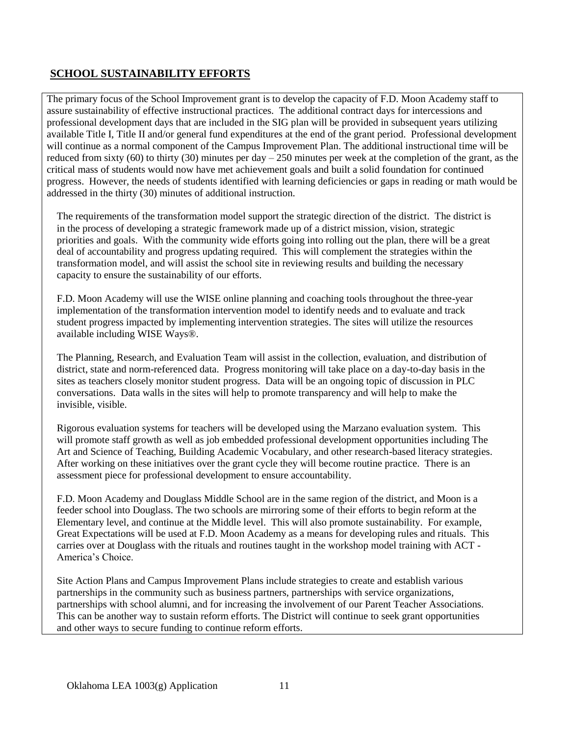## SCHOOL SUSTAINABILITY EFFORTS

The primary focus of the School Improvement grant is to develop the capacity of F.D. Moon Academy staff to assure sustainability of effective instructional practices. The additional contract days for intercessions and professional development days that are included in the SIG plan will be provided in subsequent years utilizing available Title I, Title II and/or general fund expenditures at the end of the grant period. Professional development will continue as a normal component of the Campus Improvement Plan. The additional instructional time will be reduced from sixty (60) to thirty (30) minutes per day – 250 minutes per week at the completion of the grant, as the critical mass of students would now have met achievement goals and built a solid foundation for continued progress. However, the needs of students identified with learning deficiencies or gaps in reading or math would be addressed in the thirty (30) minutes of additional instruction.

The requirements of the transformation model support the strategic direction of the district. The district is in the process of developing a strategic framework made up of a district mission, vision, strategic priorities and goals. With the community wide efforts going into rolling out the plan, there will be a great deal of accountability and progress updating required. This will complement the strategies within the transformation model, and will assist the school site in reviewing results and building the necessary capacity to ensure the sustainability of our efforts.

F.D. Moon Academy will use the WISE online planning and coaching tools throughout the three-year implementation of the transformation intervention model to identify needs and to evaluate and track student progress impacted by implementing intervention strategies. The sites will utilize the resources available including WISE Ways®.

The Planning, Research, and Evaluation Team will assist in the collection, evaluation, and distribution of district, state and norm-referenced data. Progress monitoring will take place on a day-to-day basis in the sites as teachers closely monitor student progress. Data will be an ongoing topic of discussion in PLC conversations. Data walls in the sites will help to promote transparency and will help to make the invisible, visible.

Rigorous evaluation systems for teachers will be developed using the Marzano evaluation system. This will promote staff growth as well as job embedded professional development opportunities including The Art and Science of Teaching, Building Academic Vocabulary, and other research-based literacy strategies. After working on these initiatives over the grant cycle they will become routine practice. There is an assessment piece for professional development to ensure accountability.

F.D. Moon Academy and Douglass Middle School are in the same region of the district, and Moon is a feeder school into Douglass. The two schools are mirroring some of their efforts to begin reform at the Elementary level, and continue at the Middle level. This will also promote sustainability. For example, Great Expectations will be used at F.D. Moon Academy as a means for developing rules and rituals. This carries over at Douglass with the rituals and routines taught in the workshop model training with ACT - America's Choice.

Site Action Plans and Campus Improvement Plans include strategies to create and establish various partnerships in the community such as business partners, partnerships with service organizations, partnerships with school alumni, and for increasing the involvement of our Parent Teacher Associations. This can be another way to sustain reform efforts. The District will continue to seek grant opportunities and other ways to secure funding to continue reform efforts.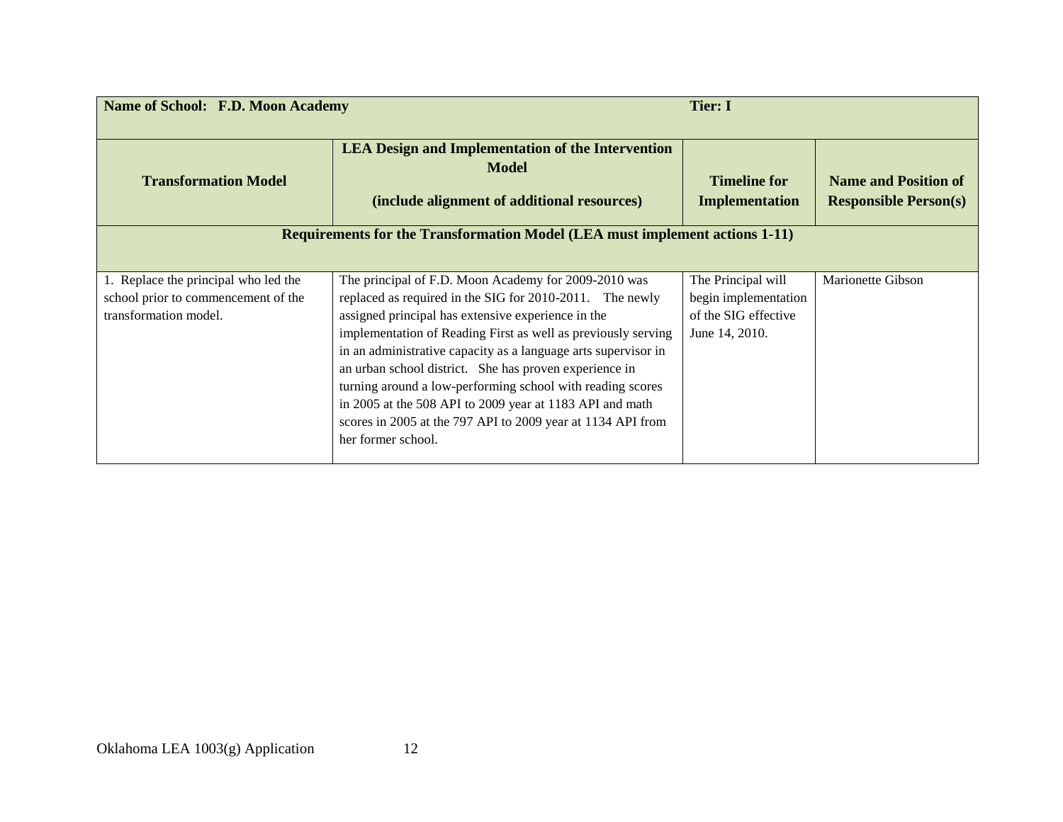| **Name of School: F.D. Moon Academy** | | **Tier: I** | |
|---|---|---|---|
| **Transformation Model** | **LEA Design and Implementation of the Intervention Model** <br><br> **(include alignment of additional resources)** | **Timeline for Implementation** | **Name and Position of Responsible Person(s)** |
| **Requirements for the Transformation Model (LEA must implement actions 1-11)** | | | |
| 1. Replace the principal who led the school prior to commencement of the transformation model. | The principal of F.D. Moon Academy for 2009-2010 was replaced as required in the SIG for 2010-2011. The newly assigned principal has extensive experience in the implementation of Reading First as well as previously serving in an administrative capacity as a language arts supervisor in an urban school district. She has proven experience in turning around a low-performing school with reading scores in 2005 at the 508 API to 2009 year at 1183 API and math scores in 2005 at the 797 API to 2009 year at 1134 API from her former school. | The Principal will begin implementation of the SIG effective June 14, 2010. | Marionette Gibson |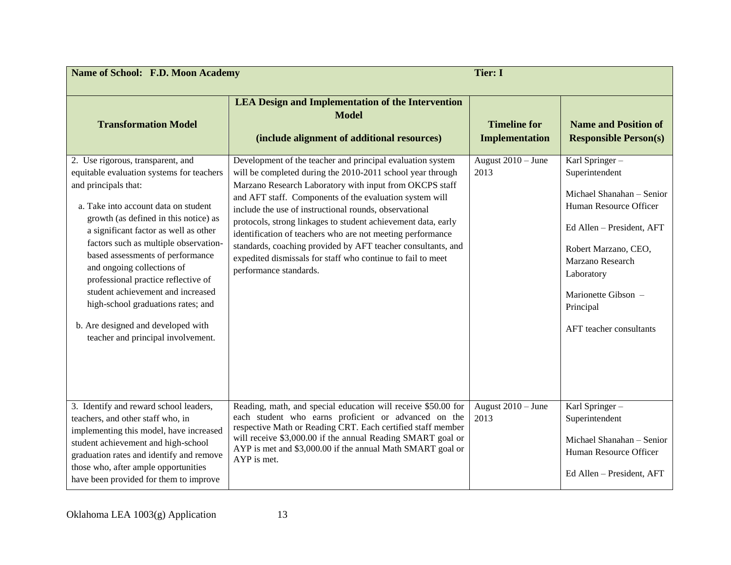| **Name of School: F.D. Moon Academy** | | **Tier: I** | |
|---|---|---|---|
| **Transformation Model** | **LEA Design and Implementation of the Intervention Model**<br><br>**(include alignment of additional resources)** | **Timeline for Implementation** | **Name and Position of Responsible Person(s)** |
| 2. Use rigorous, transparent, and equitable evaluation systems for teachers and principals that:<br><br>a. Take into account data on student growth (as defined in this notice) as a significant factor as well as other factors such as multiple observation-based assessments of performance and ongoing collections of professional practice reflective of student achievement and increased high-school graduations rates; and<br><br>b. Are designed and developed with teacher and principal involvement. | Development of the teacher and principal evaluation system will be completed during the 2010-2011 school year through Marzano Research Laboratory with input from OKCPS staff and AFT staff. Components of the evaluation system will include the use of instructional rounds, observational protocols, strong linkages to student achievement data, early identification of teachers who are not meeting performance standards, coaching provided by AFT teacher consultants, and expedited dismissals for staff who continue to fail to meet performance standards. | August 2010 – June 2013 | Karl Springer – Superintendent<br><br>Michael Shanahan – Senior Human Resource Officer<br><br>Ed Allen – President, AFT<br><br>Robert Marzano, CEO, Marzano Research Laboratory<br><br>Marionette Gibson – Principal<br><br>AFT teacher consultants |
| 3. Identify and reward school leaders, teachers, and other staff who, in implementing this model, have increased student achievement and high-school graduation rates and identify and remove those who, after ample opportunities have been provided for them to improve | Reading, math, and special education will receive $50.00 for each student who earns proficient or advanced on the respective Math or Reading CRT. Each certified staff member will receive $3,000.00 if the annual Reading SMART goal or AYP is met and $3,000.00 if the annual Math SMART goal or AYP is met. | August 2010 – June 2013 | Karl Springer – Superintendent<br><br>Michael Shanahan – Senior Human Resource Officer<br><br>Ed Allen – President, AFT |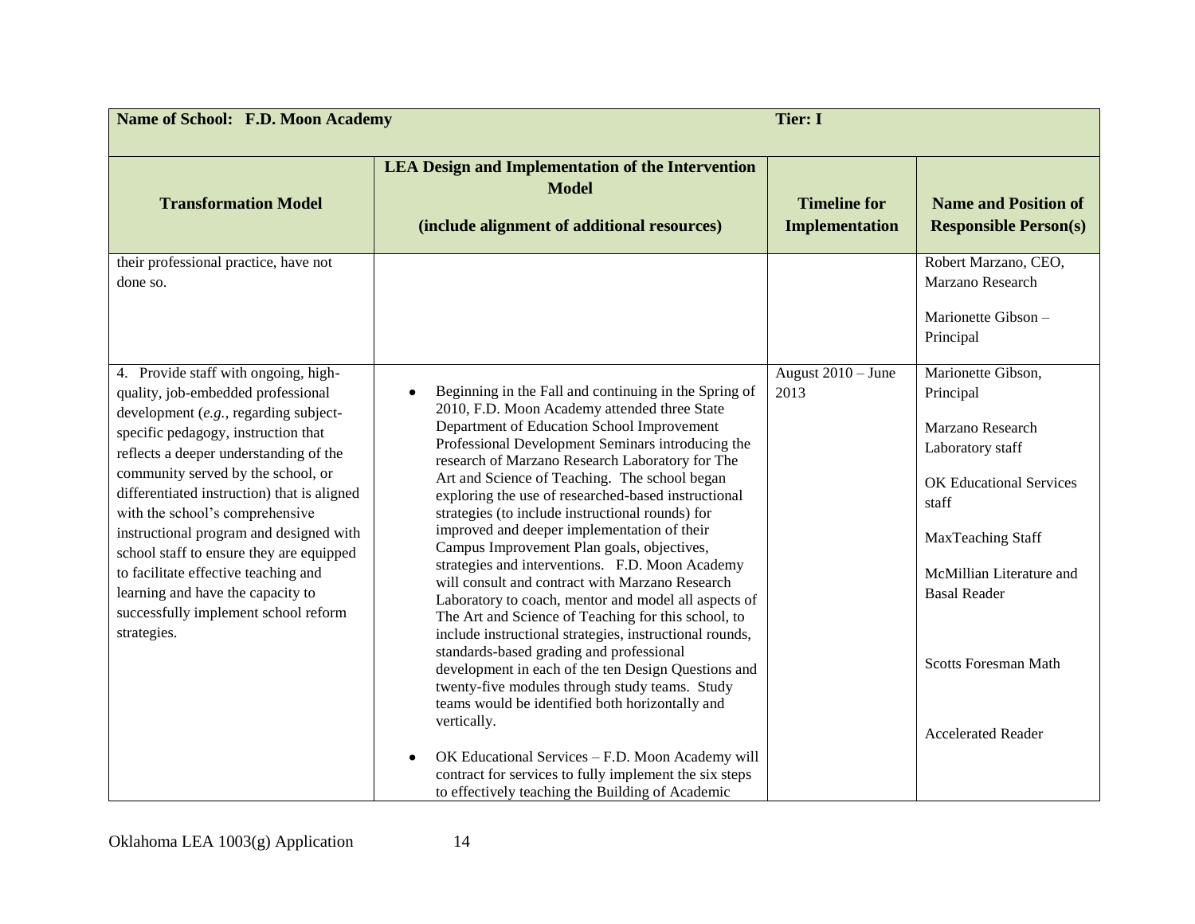| Name of School: F.D. Moon Academy | | Tier: I | |
|---|---|---|---|
| **Transformation Model** | **LEA Design and Implementation of the Intervention Model**<br><br>**(include alignment of additional resources)** | **Timeline for Implementation** | **Name and Position of Responsible Person(s)** |
| their professional practice, have not done so. | | | Robert Marzano, CEO, Marzano Research<br><br>Marionette Gibson – Principal |
| 4. Provide staff with ongoing, high-quality, job-embedded professional development (*e.g.*, regarding subject-specific pedagogy, instruction that reflects a deeper understanding of the community served by the school, or differentiated instruction) that is aligned with the school's comprehensive instructional program and designed with school staff to ensure they are equipped to facilitate effective teaching and learning and have the capacity to successfully implement school reform strategies. | • Beginning in the Fall and continuing in the Spring of 2010, F.D. Moon Academy attended three State Department of Education School Improvement Professional Development Seminars introducing the research of Marzano Research Laboratory for The Art and Science of Teaching. The school began exploring the use of researched-based instructional strategies (to include instructional rounds) for improved and deeper implementation of their Campus Improvement Plan goals, objectives, strategies and interventions. F.D. Moon Academy will consult and contract with Marzano Research Laboratory to coach, mentor and model all aspects of The Art and Science of Teaching for this school, to include instructional strategies, instructional rounds, standards-based grading and professional development in each of the ten Design Questions and twenty-five modules through study teams. Study teams would be identified both horizontally and vertically.<br><br>• OK Educational Services – F.D. Moon Academy will contract for services to fully implement the six steps to effectively teaching the Building of Academic | August 2010 – June 2013 | Marionette Gibson, Principal<br><br>Marzano Research Laboratory staff<br><br>OK Educational Services staff<br><br>MaxTeaching Staff<br><br>McMillian Literature and Basal Reader<br><br>Scotts Foresman Math<br><br>Accelerated Reader |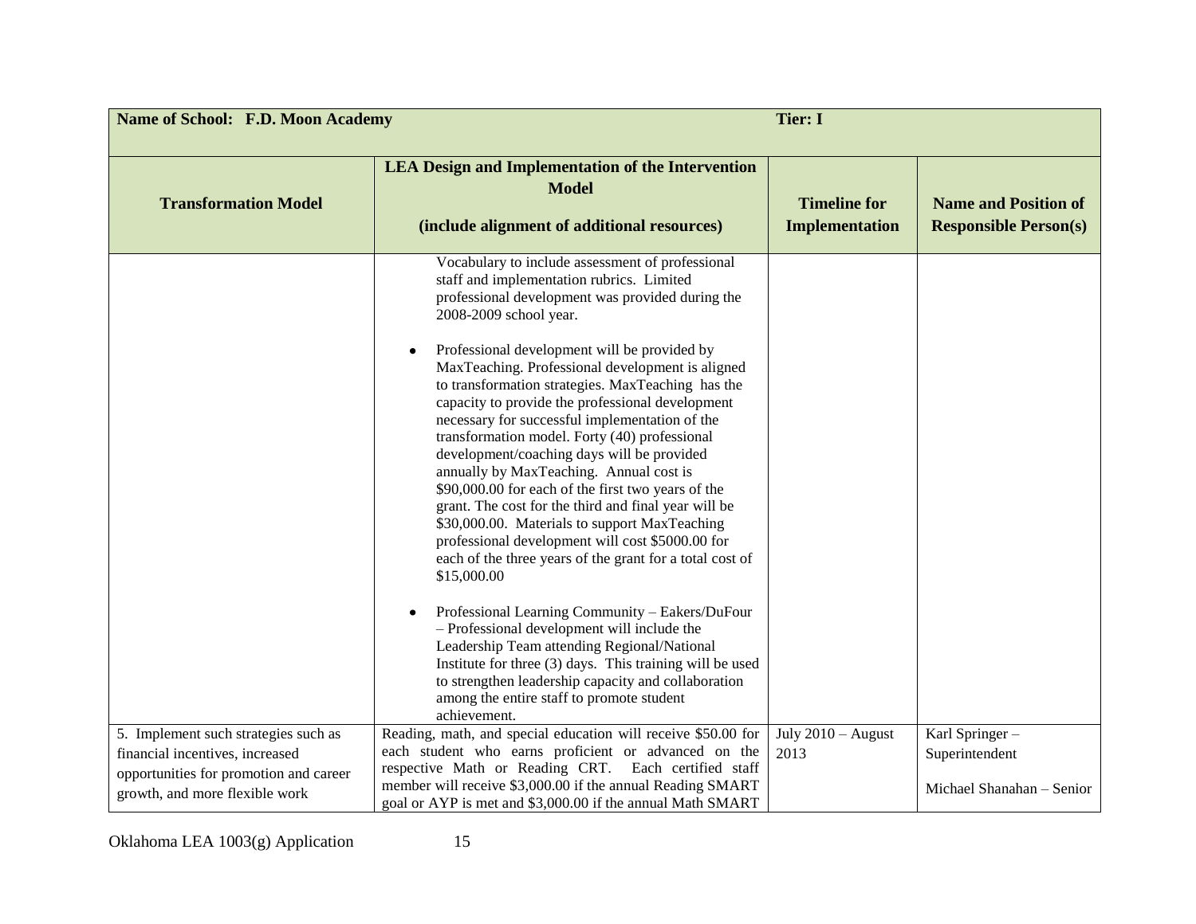| Name of School: F.D. Moon Academy | | Tier: I | |
|---|---|---|---|
| **Transformation Model** | **LEA Design and Implementation of the Intervention Model**<br><br>**(include alignment of additional resources)** | **Timeline for Implementation** | **Name and Position of Responsible Person(s)** |
| | Vocabulary to include assessment of professional staff and implementation rubrics. Limited professional development was provided during the 2008-2009 school year.<br><br>• Professional development will be provided by MaxTeaching. Professional development is aligned to transformation strategies. MaxTeaching has the capacity to provide the professional development necessary for successful implementation of the transformation model. Forty (40) professional development/coaching days will be provided annually by MaxTeaching. Annual cost is $90,000.00 for each of the first two years of the grant. The cost for the third and final year will be $30,000.00. Materials to support MaxTeaching professional development will cost $5000.00 for each of the three years of the grant for a total cost of $15,000.00<br><br>• Professional Learning Community – Eakers/DuFour – Professional development will include the Leadership Team attending Regional/National Institute for three (3) days. This training will be used to strengthen leadership capacity and collaboration among the entire staff to promote student achievement. | | |
| 5. Implement such strategies such as financial incentives, increased opportunities for promotion and career growth, and more flexible work | Reading, math, and special education will receive $50.00 for each student who earns proficient or advanced on the respective Math or Reading CRT. Each certified staff member will receive $3,000.00 if the annual Reading SMART goal or AYP is met and $3,000.00 if the annual Math SMART | July 2010 – August 2013 | Karl Springer – Superintendent<br><br>Michael Shanahan – Senior |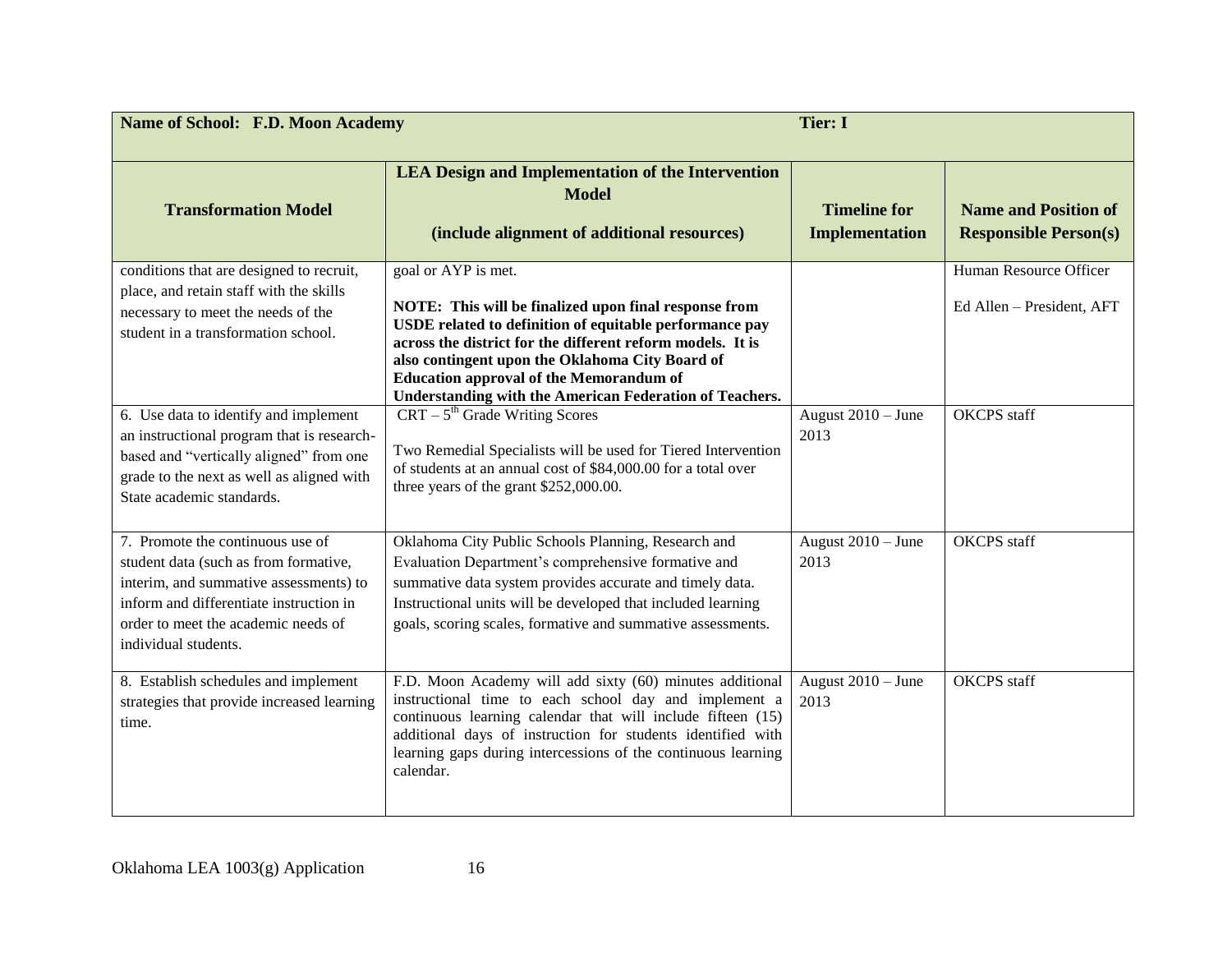| Name of School: F.D. Moon Academy | | Tier: I | |
|---|---|---|---|
| **Transformation Model** | **LEA Design and Implementation of the Intervention Model**<br><br>**(include alignment of additional resources)** | **Timeline for Implementation** | **Name and Position of Responsible Person(s)** |
| conditions that are designed to recruit, place, and retain staff with the skills necessary to meet the needs of the student in a transformation school. | goal or AYP is met.<br><br>**NOTE: This will be finalized upon final response from USDE related to definition of equitable performance pay across the district for the different reform models. It is also contingent upon the Oklahoma City Board of Education approval of the Memorandum of Understanding with the American Federation of Teachers.** | | Human Resource Officer<br><br>Ed Allen – President, AFT |
| 6. Use data to identify and implement an instructional program that is research-based and "vertically aligned" from one grade to the next as well as aligned with State academic standards. | CRT – 5th Grade Writing Scores<br><br>Two Remedial Specialists will be used for Tiered Intervention of students at an annual cost of $84,000.00 for a total over three years of the grant $252,000.00. | August 2010 – June 2013 | OKCPS staff |
| 7. Promote the continuous use of student data (such as from formative, interim, and summative assessments) to inform and differentiate instruction in order to meet the academic needs of individual students. | Oklahoma City Public Schools Planning, Research and Evaluation Department's comprehensive formative and summative data system provides accurate and timely data. Instructional units will be developed that included learning goals, scoring scales, formative and summative assessments. | August 2010 – June 2013 | OKCPS staff |
| 8. Establish schedules and implement strategies that provide increased learning time. | F.D. Moon Academy will add sixty (60) minutes additional instructional time to each school day and implement a continuous learning calendar that will include fifteen (15) additional days of instruction for students identified with learning gaps during intercessions of the continuous learning calendar. | August 2010 – June 2013 | OKCPS staff |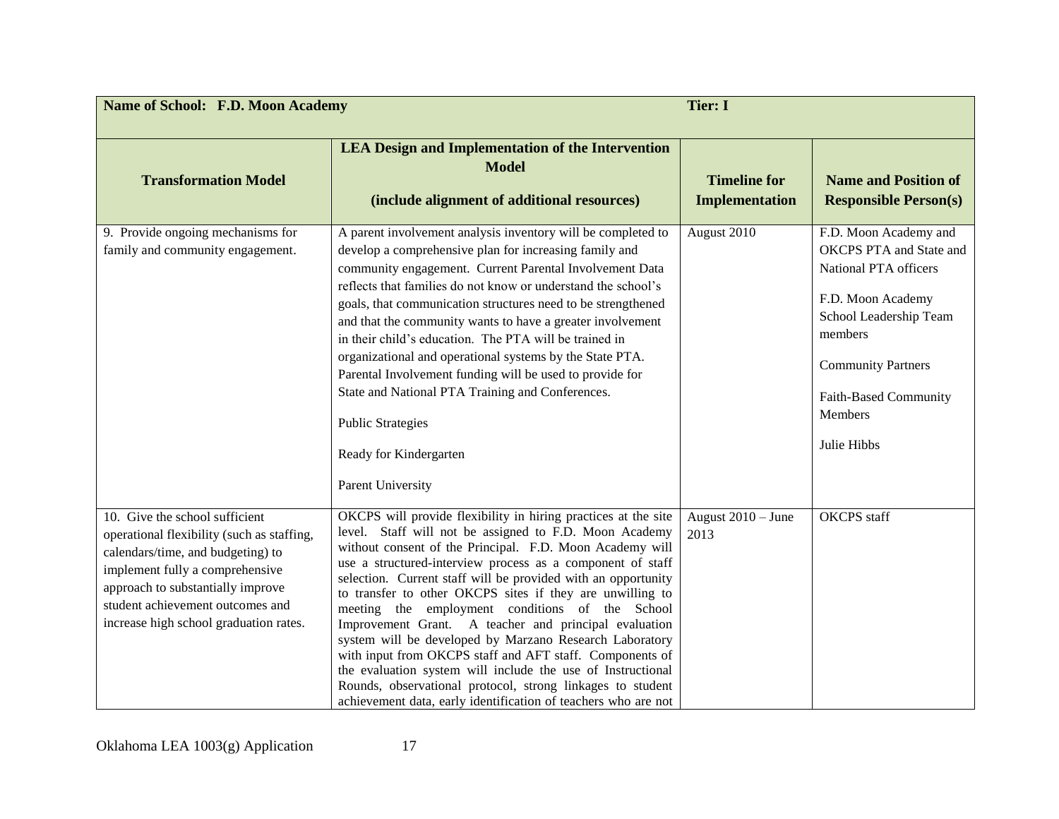| Name of School: F.D. Moon Academy | | Tier: I | |
|---|---|---|---|
| **Transformation Model** | **LEA Design and Implementation of the Intervention Model**<br><br>**(include alignment of additional resources)** | **Timeline for Implementation** | **Name and Position of Responsible Person(s)** |
| 9. Provide ongoing mechanisms for family and community engagement. | A parent involvement analysis inventory will be completed to develop a comprehensive plan for increasing family and community engagement. Current Parental Involvement Data reflects that families do not know or understand the school's goals, that communication structures need to be strengthened and that the community wants to have a greater involvement in their child's education. The PTA will be trained in organizational and operational systems by the State PTA. Parental Involvement funding will be used to provide for State and National PTA Training and Conferences.<br><br>Public Strategies<br><br>Ready for Kindergarten<br><br>Parent University | August 2010 | F.D. Moon Academy and OKCPS PTA and State and National PTA officers<br><br>F.D. Moon Academy School Leadership Team members<br><br>Community Partners<br><br>Faith-Based Community Members<br><br>Julie Hibbs |
| 10. Give the school sufficient operational flexibility (such as staffing, calendars/time, and budgeting) to implement fully a comprehensive approach to substantially improve student achievement outcomes and increase high school graduation rates. | OKCPS will provide flexibility in hiring practices at the site level. Staff will not be assigned to F.D. Moon Academy without consent of the Principal. F.D. Moon Academy will use a structured-interview process as a component of staff selection. Current staff will be provided with an opportunity to transfer to other OKCPS sites if they are unwilling to meeting the employment conditions of the School Improvement Grant. A teacher and principal evaluation system will be developed by Marzano Research Laboratory with input from OKCPS staff and AFT staff. Components of the evaluation system will include the use of Instructional Rounds, observational protocol, strong linkages to student achievement data, early identification of teachers who are not | August 2010 – June 2013 | OKCPS staff |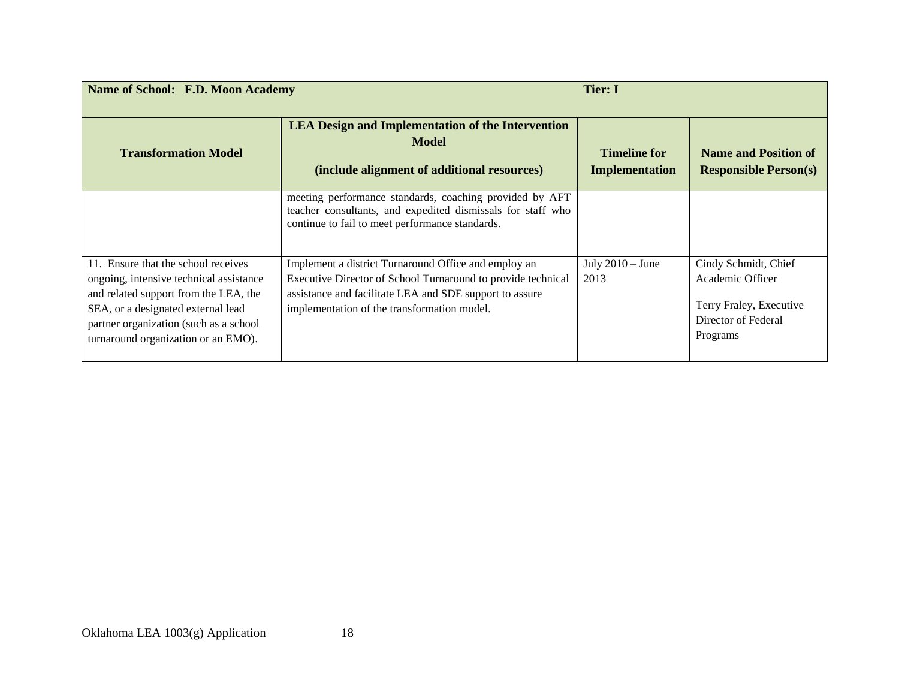| Name of School: F.D. Moon Academy | | Tier: I | |
|---|---|---|---|
| **Transformation Model** | **LEA Design and Implementation of the Intervention Model (include alignment of additional resources)** | **Timeline for Implementation** | **Name and Position of Responsible Person(s)** |
| | meeting performance standards, coaching provided by AFT teacher consultants, and expedited dismissals for staff who continue to fail to meet performance standards. | | |
| 11. Ensure that the school receives ongoing, intensive technical assistance and related support from the LEA, the SEA, or a designated external lead partner organization (such as a school turnaround organization or an EMO). | Implement a district Turnaround Office and employ an Executive Director of School Turnaround to provide technical assistance and facilitate LEA and SDE support to assure implementation of the transformation model. | July 2010 – June 2013 | Cindy Schmidt, Chief Academic Officer<br><br>Terry Fraley, Executive Director of Federal Programs |

Oklahoma LEA 1003(g) Application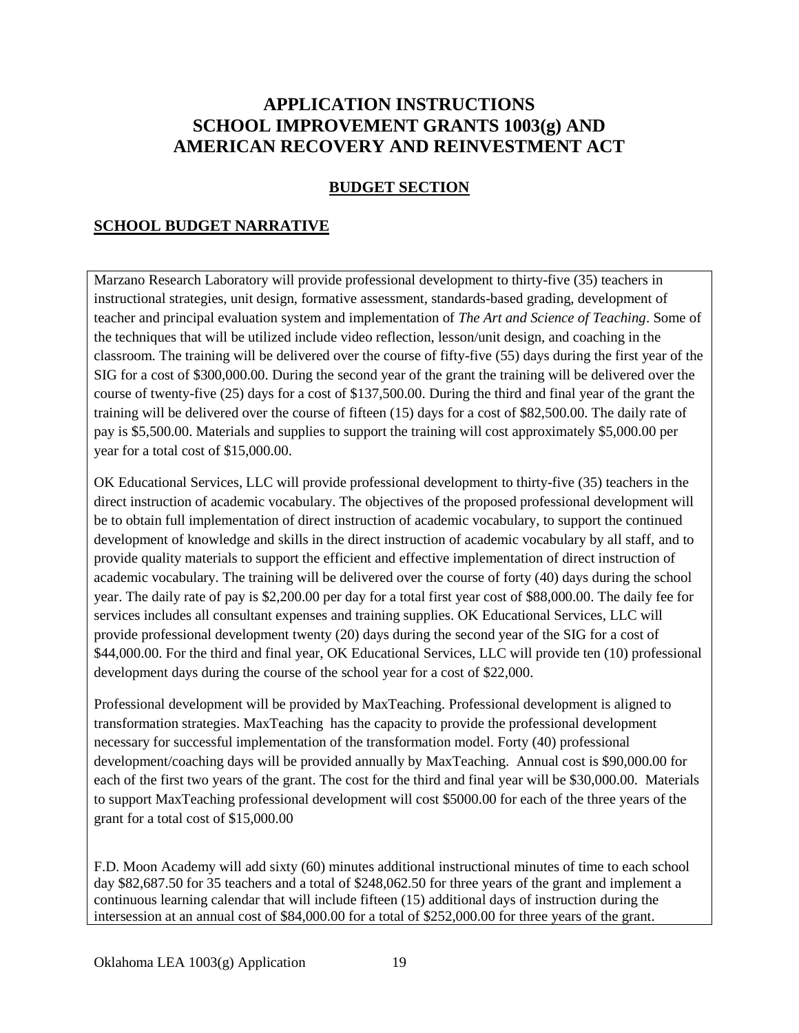# APPLICATION INSTRUCTIONS
# SCHOOL IMPROVEMENT GRANTS 1003(g) AND AMERICAN RECOVERY AND REINVESTMENT ACT

## BUDGET SECTION

## SCHOOL BUDGET NARRATIVE

Marzano Research Laboratory will provide professional development to thirty-five (35) teachers in instructional strategies, unit design, formative assessment, standards-based grading, development of teacher and principal evaluation system and implementation of *The Art and Science of Teaching*. Some of the techniques that will be utilized include video reflection, lesson/unit design, and coaching in the classroom. The training will be delivered over the course of fifty-five (55) days during the first year of the SIG for a cost of $300,000.00. During the second year of the grant the training will be delivered over the course of twenty-five (25) days for a cost of $137,500.00. During the third and final year of the grant the training will be delivered over the course of fifteen (15) days for a cost of $82,500.00. The daily rate of pay is $5,500.00. Materials and supplies to support the training will cost approximately $5,000.00 per year for a total cost of $15,000.00.

OK Educational Services, LLC will provide professional development to thirty-five (35) teachers in the direct instruction of academic vocabulary. The objectives of the proposed professional development will be to obtain full implementation of direct instruction of academic vocabulary, to support the continued development of knowledge and skills in the direct instruction of academic vocabulary by all staff, and to provide quality materials to support the efficient and effective implementation of direct instruction of academic vocabulary. The training will be delivered over the course of forty (40) days during the school year. The daily rate of pay is $2,200.00 per day for a total first year cost of $88,000.00. The daily fee for services includes all consultant expenses and training supplies. OK Educational Services, LLC will provide professional development twenty (20) days during the second year of the SIG for a cost of $44,000.00. For the third and final year, OK Educational Services, LLC will provide ten (10) professional development days during the course of the school year for a cost of $22,000.

Professional development will be provided by MaxTeaching. Professional development is aligned to transformation strategies. MaxTeaching has the capacity to provide the professional development necessary for successful implementation of the transformation model. Forty (40) professional development/coaching days will be provided annually by MaxTeaching. Annual cost is $90,000.00 for each of the first two years of the grant. The cost for the third and final year will be $30,000.00. Materials to support MaxTeaching professional development will cost $5000.00 for each of the three years of the grant for a total cost of $15,000.00

F.D. Moon Academy will add sixty (60) minutes additional instructional minutes of time to each school day $82,687.50 for 35 teachers and a total of $248,062.50 for three years of the grant and implement a continuous learning calendar that will include fifteen (15) additional days of instruction during the intersession at an annual cost of $84,000.00 for a total of $252,000.00 for three years of the grant.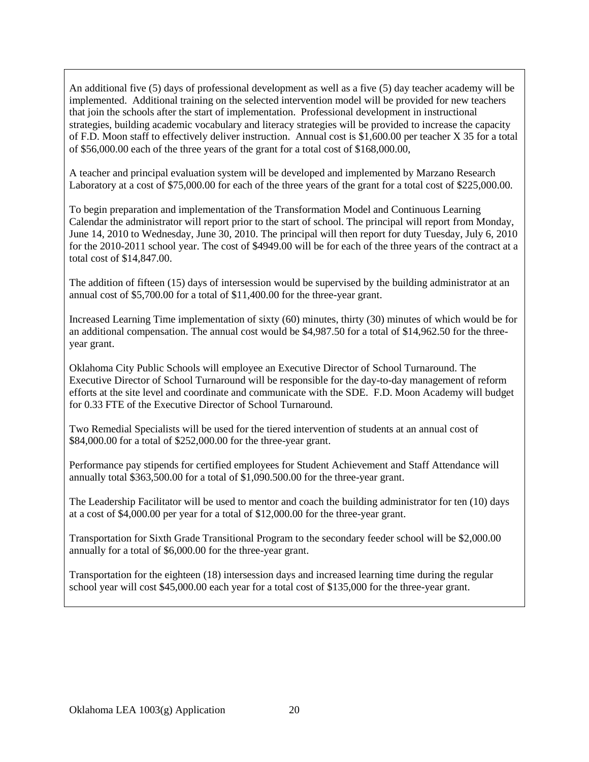An additional five (5) days of professional development as well as a five (5) day teacher academy will be implemented. Additional training on the selected intervention model will be provided for new teachers that join the schools after the start of implementation. Professional development in instructional strategies, building academic vocabulary and literacy strategies will be provided to increase the capacity of F.D. Moon staff to effectively deliver instruction. Annual cost is $1,600.00 per teacher X 35 for a total of $56,000.00 each of the three years of the grant for a total cost of $168,000.00,

A teacher and principal evaluation system will be developed and implemented by Marzano Research Laboratory at a cost of $75,000.00 for each of the three years of the grant for a total cost of $225,000.00.

To begin preparation and implementation of the Transformation Model and Continuous Learning Calendar the administrator will report prior to the start of school. The principal will report from Monday, June 14, 2010 to Wednesday, June 30, 2010. The principal will then report for duty Tuesday, July 6, 2010 for the 2010-2011 school year. The cost of $4949.00 will be for each of the three years of the contract at a total cost of $14,847.00.

The addition of fifteen (15) days of intersession would be supervised by the building administrator at an annual cost of $5,700.00 for a total of $11,400.00 for the three-year grant.

Increased Learning Time implementation of sixty (60) minutes, thirty (30) minutes of which would be for an additional compensation. The annual cost would be $4,987.50 for a total of $14,962.50 for the three-year grant.

Oklahoma City Public Schools will employee an Executive Director of School Turnaround. The Executive Director of School Turnaround will be responsible for the day-to-day management of reform efforts at the site level and coordinate and communicate with the SDE. F.D. Moon Academy will budget for 0.33 FTE of the Executive Director of School Turnaround.

Two Remedial Specialists will be used for the tiered intervention of students at an annual cost of $84,000.00 for a total of $252,000.00 for the three-year grant.

Performance pay stipends for certified employees for Student Achievement and Staff Attendance will annually total $363,500.00 for a total of $1,090.500.00 for the three-year grant.

The Leadership Facilitator will be used to mentor and coach the building administrator for ten (10) days at a cost of $4,000.00 per year for a total of $12,000.00 for the three-year grant.

Transportation for Sixth Grade Transitional Program to the secondary feeder school will be $2,000.00 annually for a total of $6,000.00 for the three-year grant.

Transportation for the eighteen (18) intersession days and increased learning time during the regular school year will cost $45,000.00 each year for a total cost of $135,000 for the three-year grant.

Oklahoma LEA 1003(g) Application